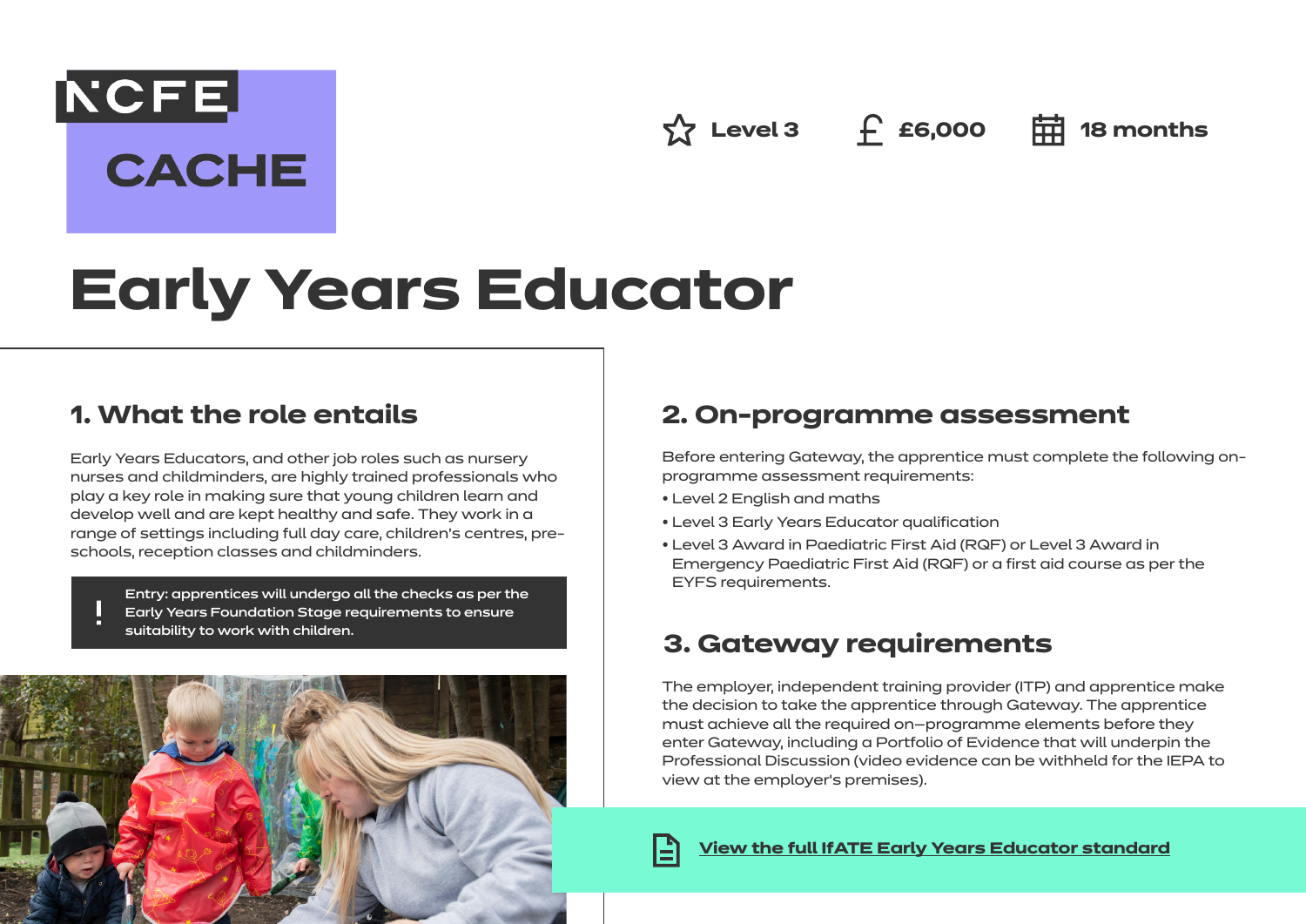NCFE CACHE

Level 3 | £6,000 | 18 months

# Early Years Educator

## 1. What the role entails

Early Years Educators, and other job roles such as nursery nurses and childminders, are highly trained professionals who play a key role in making sure that young children learn and develop well and are kept healthy and safe. They work in a range of settings including full day care, children's centres, pre-schools, reception classes and childminders.

> **!** Entry: apprentices will undergo all the checks as per the Early Years Foundation Stage requirements to ensure suitability to work with children.

## 2. On-programme assessment

Before entering Gateway, the apprentice must complete the following on-programme assessment requirements:

- Level 2 English and maths
- Level 3 Early Years Educator qualification
- Level 3 Award in Paediatric First Aid (RQF) or Level 3 Award in Emergency Paediatric First Aid (RQF) or a first aid course as per the EYFS requirements.

## 3. Gateway requirements

The employer, independent training provider (ITP) and apprentice make the decision to take the apprentice through Gateway. The apprentice must achieve all the required on–programme elements before they enter Gateway, including a Portfolio of Evidence that will underpin the Professional Discussion (video evidence can be withheld for the IEPA to view at the employer's premises).

View the full IfATE Early Years Educator standard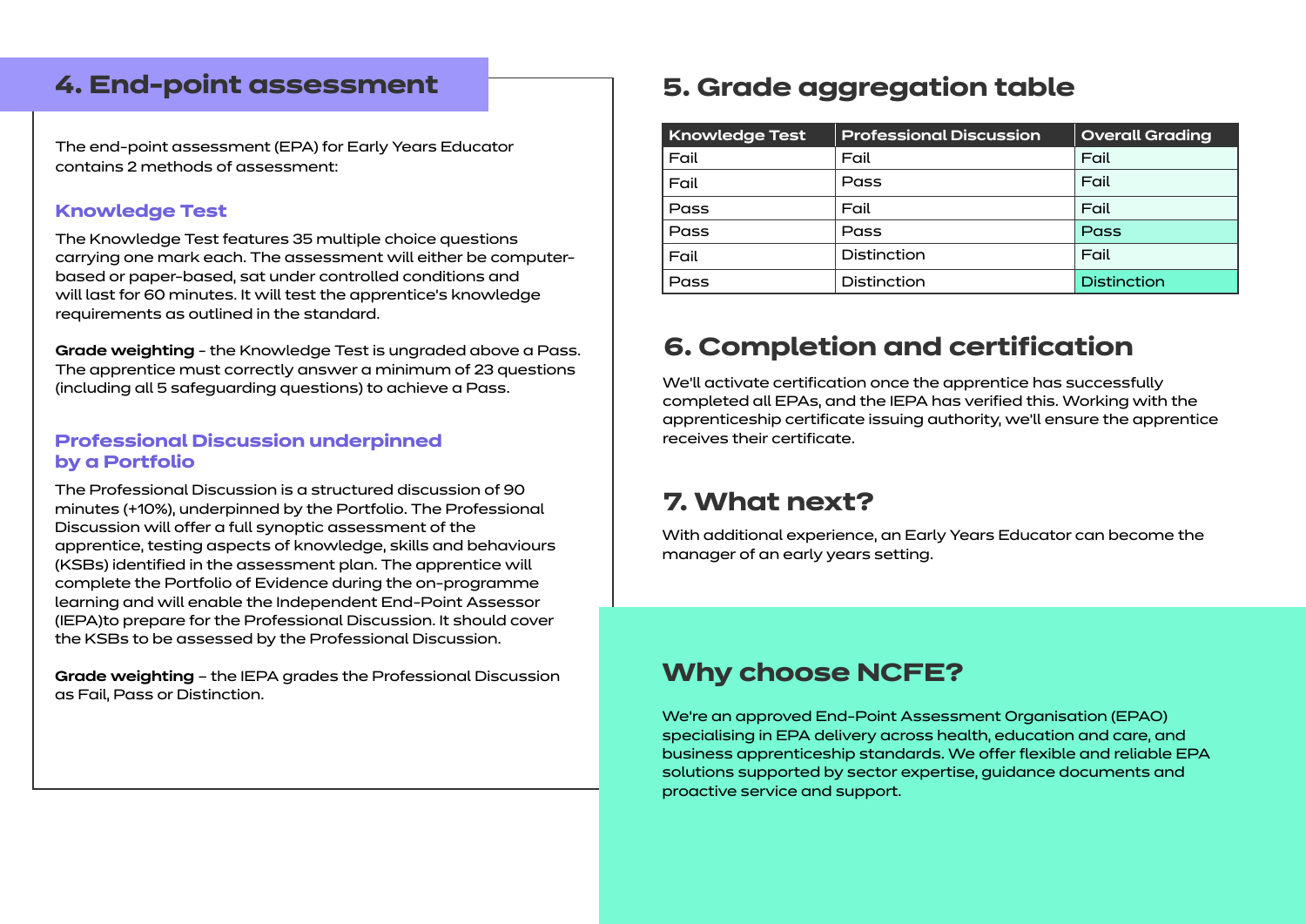## 4. End-point assessment

The end-point assessment (EPA) for Early Years Educator contains 2 methods of assessment:

### Knowledge Test

The Knowledge Test features 35 multiple choice questions carrying one mark each. The assessment will either be computer-based or paper-based, sat under controlled conditions and will last for 60 minutes. It will test the apprentice's knowledge requirements as outlined in the standard.

**Grade weighting** - the Knowledge Test is ungraded above a Pass. The apprentice must correctly answer a minimum of 23 questions (including all 5 safeguarding questions) to achieve a Pass.

### Professional Discussion underpinned by a Portfolio

The Professional Discussion is a structured discussion of 90 minutes (+10%), underpinned by the Portfolio. The Professional Discussion will offer a full synoptic assessment of the apprentice, testing aspects of knowledge, skills and behaviours (KSBs) identified in the assessment plan. The apprentice will complete the Portfolio of Evidence during the on-programme learning and will enable the Independent End-Point Assessor (IEPA)to prepare for the Professional Discussion. It should cover the KSBs to be assessed by the Professional Discussion.

**Grade weighting** – the IEPA grades the Professional Discussion as Fail, Pass or Distinction.

## 5. Grade aggregation table

| Knowledge Test | Professional Discussion | Overall Grading |
|---|---|---|
| Fail | Fail | Fail |
| Fail | Pass | Fail |
| Pass | Fail | Fail |
| Pass | Pass | Pass |
| Fail | Distinction | Fail |
| Pass | Distinction | Distinction |

## 6. Completion and certification

We'll activate certification once the apprentice has successfully completed all EPAs, and the IEPA has verified this. Working with the apprenticeship certificate issuing authority, we'll ensure the apprentice receives their certificate.

## 7. What next?

With additional experience, an Early Years Educator can become the manager of an early years setting.

## Why choose NCFE?

We're an approved End-Point Assessment Organisation (EPAO) specialising in EPA delivery across health, education and care, and business apprenticeship standards. We offer flexible and reliable EPA solutions supported by sector expertise, guidance documents and proactive service and support.